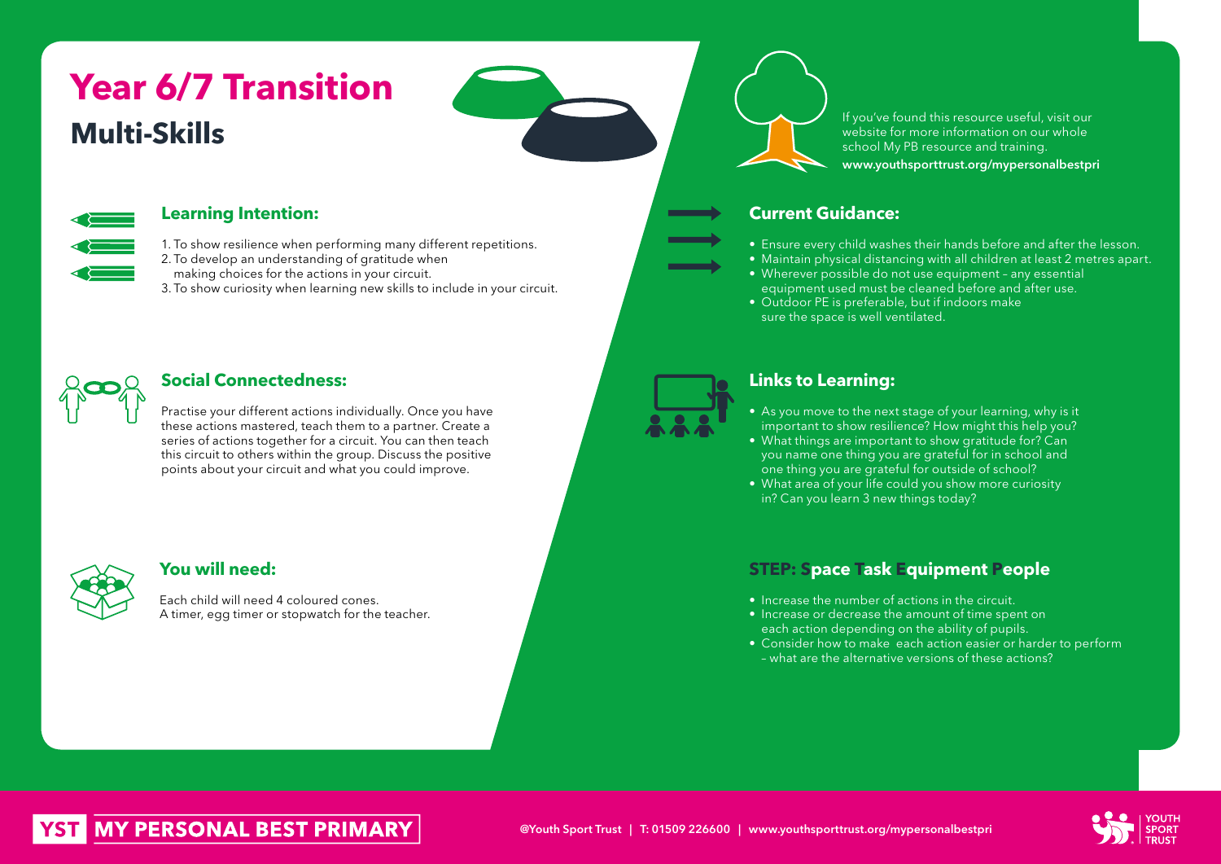# Year 6/7 Transition

## Multi-Skills

If you've found this resource useful, visit our website for more information on our whole school My PB resource and training.
**www.youthsporttrust.org/mypersonalbestpri**

### Learning Intention:

1. To show resilience when performing many different repetitions.
2. To develop an understanding of gratitude when making choices for the actions in your circuit.
3. To show curiosity when learning new skills to include in your circuit.

### Social Connectedness:

Practise your different actions individually. Once you have these actions mastered, teach them to a partner. Create a series of actions together for a circuit. You can then teach this circuit to others within the group. Discuss the positive points about your circuit and what you could improve.

### You will need:

Each child will need 4 coloured cones.
A timer, egg timer or stopwatch for the teacher.

### Current Guidance:

- Ensure every child washes their hands before and after the lesson.
- Maintain physical distancing with all children at least 2 metres apart.
- Wherever possible do not use equipment – any essential equipment used must be cleaned before and after use.
- Outdoor PE is preferable, but if indoors make sure the space is well ventilated.

### Links to Learning:

- As you move to the next stage of your learning, why is it important to show resilience? How might this help you?
- What things are important to show gratitude for? Can you name one thing you are grateful for in school and one thing you are grateful for outside of school?
- What area of your life could you show more curiosity in? Can you learn 3 new things today?

### STEP: Space Task Equipment People

- Increase the number of actions in the circuit.
- Increase or decrease the amount of time spent on each action depending on the ability of pupils.
- Consider how to make each action easier or harder to perform – what are the alternative versions of these actions?

YST MY PERSONAL BEST PRIMARY

@Youth Sport Trust | T: 01509 226600 | www.youthsporttrust.org/mypersonalbestpri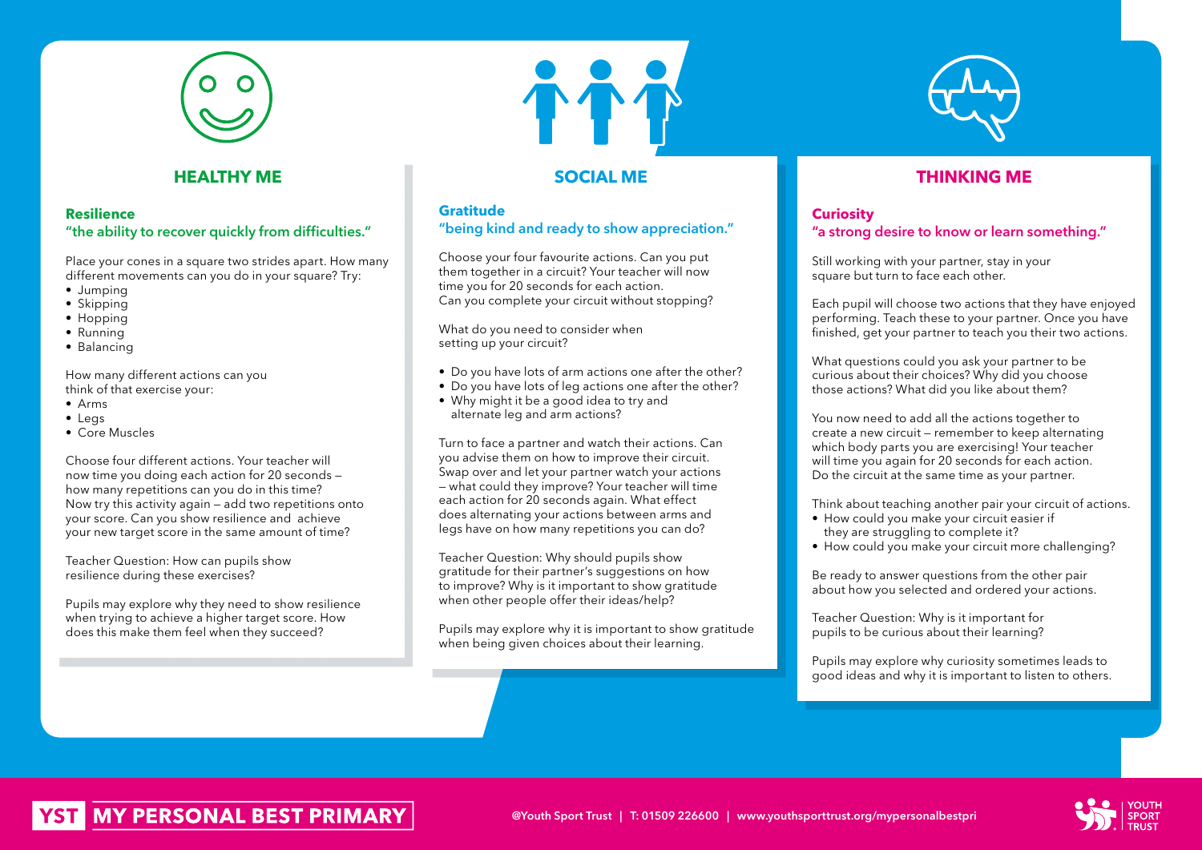## HEALTHY ME

**Resilience**
**"the ability to recover quickly from difficulties."**

Place your cones in a square two strides apart. How many different movements can you do in your square? Try:

- Jumping
- Skipping
- Hopping
- Running
- Balancing

How many different actions can you think of that exercise your:

- Arms
- Legs
- Core Muscles

Choose four different actions. Your teacher will now time you doing each action for 20 seconds – how many repetitions can you do in this time? Now try this activity again – add two repetitions onto your score. Can you show resilience and achieve your new target score in the same amount of time?

Teacher Question: How can pupils show resilience during these exercises?

Pupils may explore why they need to show resilience when trying to achieve a higher target score. How does this make them feel when they succeed?

## SOCIAL ME

**Gratitude**
**"being kind and ready to show appreciation."**

Choose your four favourite actions. Can you put them together in a circuit? Your teacher will now time you for 20 seconds for each action. Can you complete your circuit without stopping?

What do you need to consider when setting up your circuit?

- Do you have lots of arm actions one after the other?
- Do you have lots of leg actions one after the other?
- Why might it be a good idea to try and alternate leg and arm actions?

Turn to face a partner and watch their actions. Can you advise them on how to improve their circuit. Swap over and let your partner watch your actions – what could they improve? Your teacher will time each action for 20 seconds again. What effect does alternating your actions between arms and legs have on how many repetitions you can do?

Teacher Question: Why should pupils show gratitude for their partner's suggestions on how to improve? Why is it important to show gratitude when other people offer their ideas/help?

Pupils may explore why it is important to show gratitude when being given choices about their learning.

## THINKING ME

**Curiosity**
**"a strong desire to know or learn something."**

Still working with your partner, stay in your square but turn to face each other.

Each pupil will choose two actions that they have enjoyed performing. Teach these to your partner. Once you have finished, get your partner to teach you their two actions.

What questions could you ask your partner to be curious about their choices? Why did you choose those actions? What did you like about them?

You now need to add all the actions together to create a new circuit – remember to keep alternating which body parts you are exercising! Your teacher will time you again for 20 seconds for each action. Do the circuit at the same time as your partner.

Think about teaching another pair your circuit of actions.

- How could you make your circuit easier if they are struggling to complete it?
- How could you make your circuit more challenging?

Be ready to answer questions from the other pair about how you selected and ordered your actions.

Teacher Question: Why is it important for pupils to be curious about their learning?

Pupils may explore why curiosity sometimes leads to good ideas and why it is important to listen to others.

YST MY PERSONAL BEST PRIMARY

@Youth Sport Trust | T: 01509 226600 | www.youthsporttrust.org/mypersonalbestpri